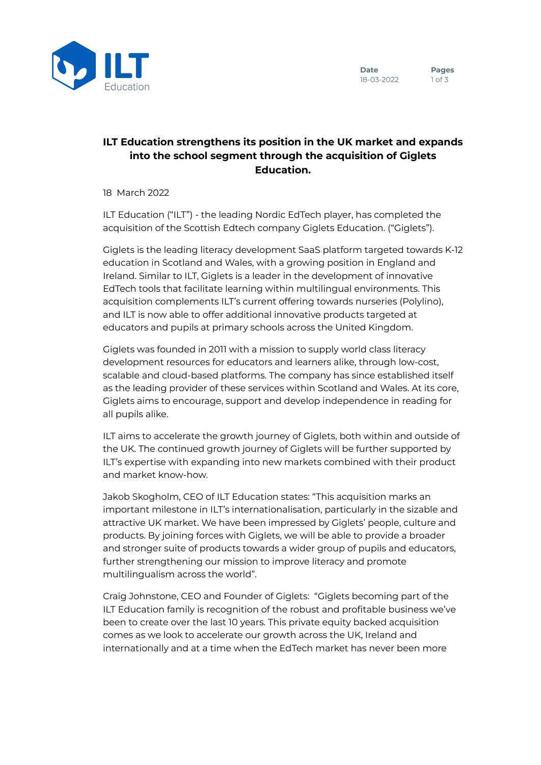# ILT Education strengthens its position in the UK market and expands into the school segment through the acquisition of Giglets Education.

18 March 2022

ILT Education ("ILT") - the leading Nordic EdTech player, has completed the acquisition of the Scottish Edtech company Giglets Education. ("Giglets").

Giglets is the leading literacy development SaaS platform targeted towards K-12 education in Scotland and Wales, with a growing position in England and Ireland. Similar to ILT, Giglets is a leader in the development of innovative EdTech tools that facilitate learning within multilingual environments. This acquisition complements ILT's current offering towards nurseries (Polylino), and ILT is now able to offer additional innovative products targeted at educators and pupils at primary schools across the United Kingdom.

Giglets was founded in 2011 with a mission to supply world class literacy development resources for educators and learners alike, through low-cost, scalable and cloud-based platforms. The company has since established itself as the leading provider of these services within Scotland and Wales. At its core, Giglets aims to encourage, support and develop independence in reading for all pupils alike.

ILT aims to accelerate the growth journey of Giglets, both within and outside of the UK. The continued growth journey of Giglets will be further supported by ILT's expertise with expanding into new markets combined with their product and market know-how.

Jakob Skogholm, CEO of ILT Education states: "This acquisition marks an important milestone in ILT's internationalisation, particularly in the sizable and attractive UK market. We have been impressed by Giglets' people, culture and products. By joining forces with Giglets, we will be able to provide a broader and stronger suite of products towards a wider group of pupils and educators, further strengthening our mission to improve literacy and promote multilingualism across the world".

Craig Johnstone, CEO and Founder of Giglets: "Giglets becoming part of the ILT Education family is recognition of the robust and profitable business we've been to create over the last 10 years. This private equity backed acquisition comes as we look to accelerate our growth across the UK, Ireland and internationally and at a time when the EdTech market has never been more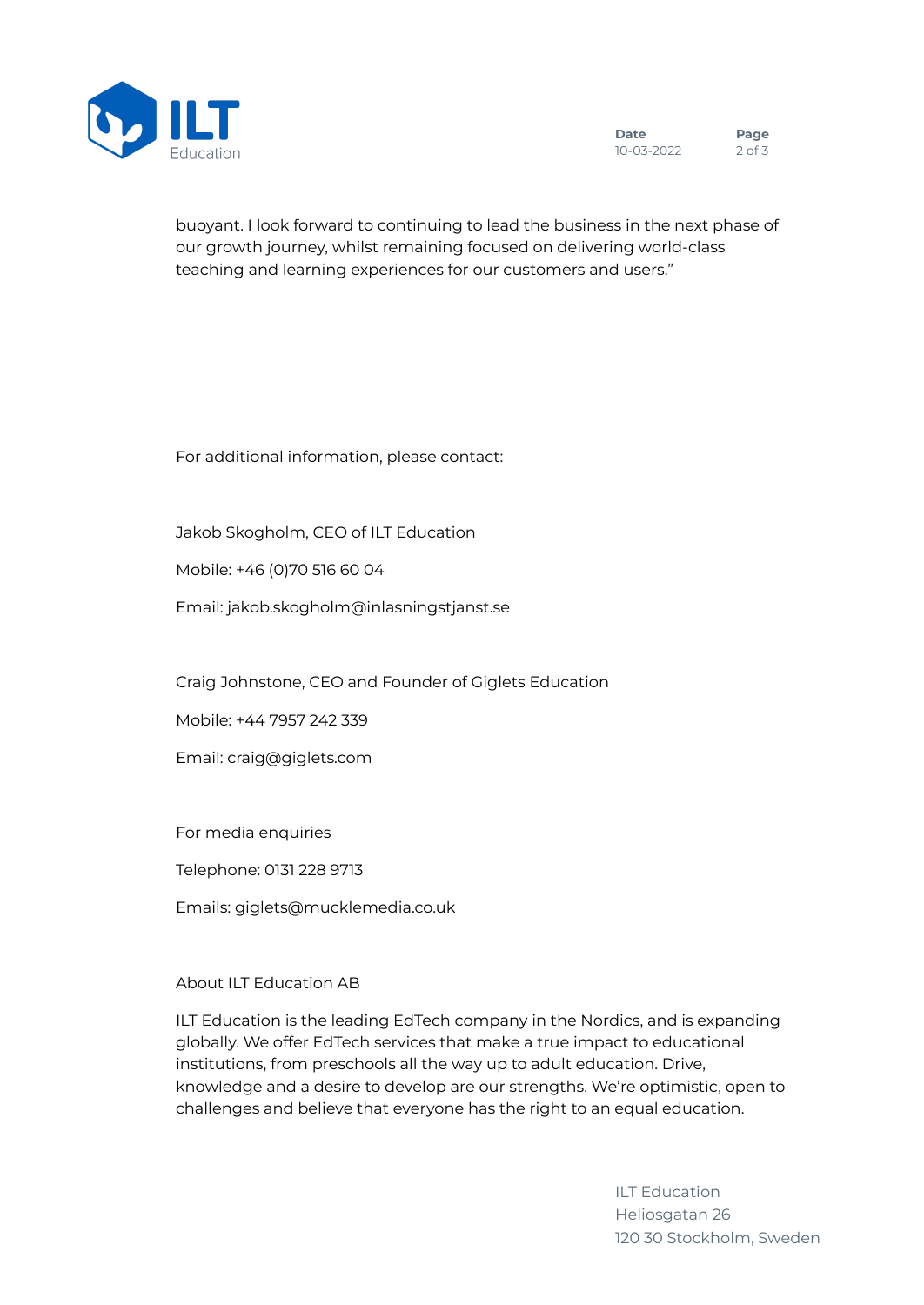buoyant. I look forward to continuing to lead the business in the next phase of our growth journey, whilst remaining focused on delivering world-class teaching and learning experiences for our customers and users."

For additional information, please contact:

Jakob Skogholm, CEO of ILT Education

Mobile: +46 (0)70 516 60 04

Email: jakob.skogholm@inlasningstjanst.se

Craig Johnstone, CEO and Founder of Giglets Education

Mobile: +44 7957 242 339

Email: craig@giglets.com

For media enquiries

Telephone: 0131 228 9713

Emails: giglets@mucklemedia.co.uk

About ILT Education AB

ILT Education is the leading EdTech company in the Nordics, and is expanding globally. We offer EdTech services that make a true impact to educational institutions, from preschools all the way up to adult education. Drive, knowledge and a desire to develop are our strengths. We're optimistic, open to challenges and believe that everyone has the right to an equal education.